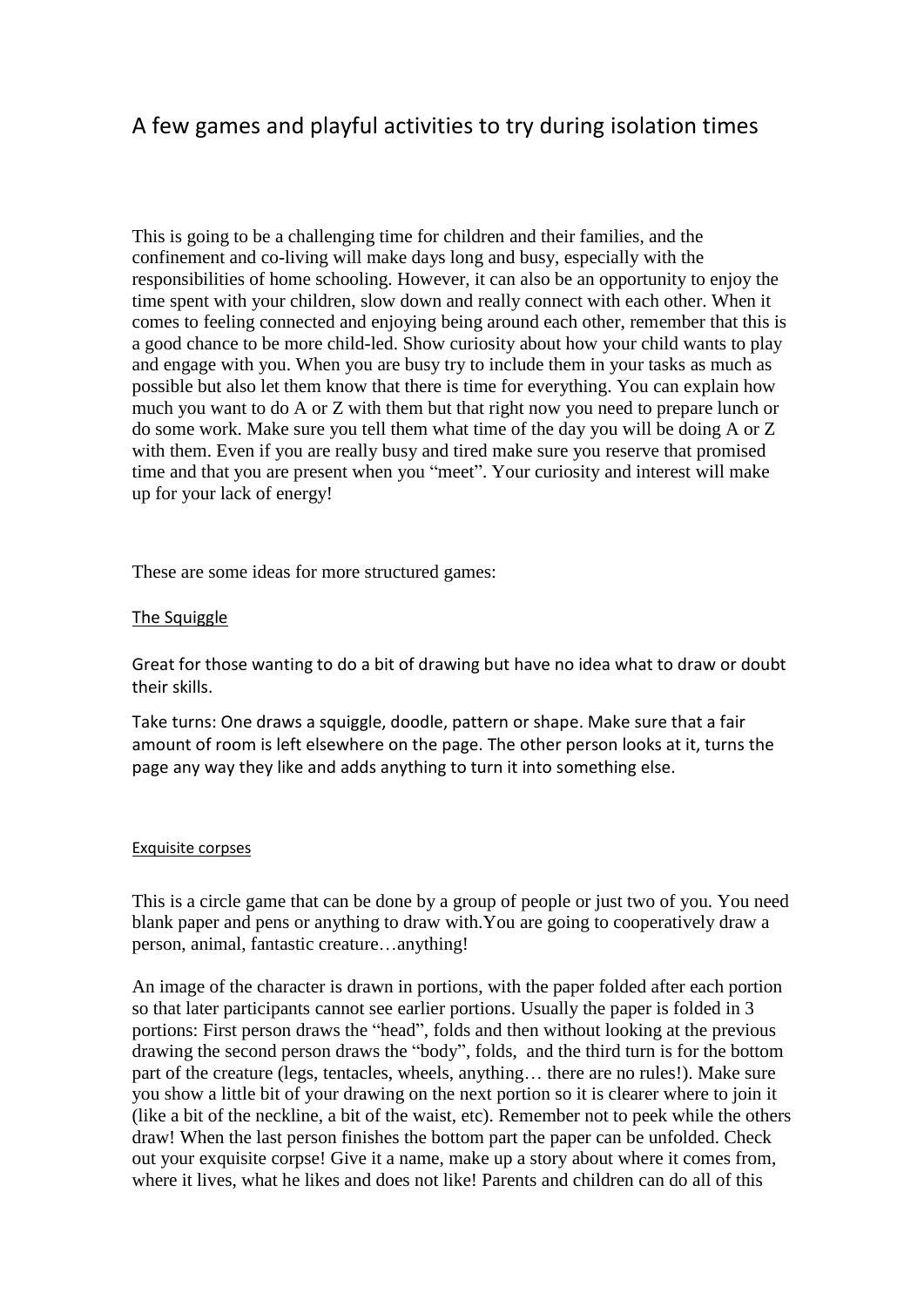# A few games and playful activities to try during isolation times

This is going to be a challenging time for children and their families, and the confinement and co-living will make days long and busy, especially with the responsibilities of home schooling. However, it can also be an opportunity to enjoy the time spent with your children, slow down and really connect with each other. When it comes to feeling connected and enjoying being around each other, remember that this is a good chance to be more child-led. Show curiosity about how your child wants to play and engage with you. When you are busy try to include them in your tasks as much as possible but also let them know that there is time for everything. You can explain how much you want to do A or Z with them but that right now you need to prepare lunch or do some work. Make sure you tell them what time of the day you will be doing A or Z with them. Even if you are really busy and tired make sure you reserve that promised time and that you are present when you "meet". Your curiosity and interest will make up for your lack of energy!

These are some ideas for more structured games:

## The Squiggle

Great for those wanting to do a bit of drawing but have no idea what to draw or doubt their skills.

Take turns: One draws a squiggle, doodle, pattern or shape. Make sure that a fair amount of room is left elsewhere on the page. The other person looks at it, turns the page any way they like and adds anything to turn it into something else.

## Exquisite corpses

This is a circle game that can be done by a group of people or just two of you. You need blank paper and pens or anything to draw with.You are going to cooperatively draw a person, animal, fantastic creature…anything!

An image of the character is drawn in portions, with the paper folded after each portion so that later participants cannot see earlier portions. Usually the paper is folded in 3 portions: First person draws the "head", folds and then without looking at the previous drawing the second person draws the "body", folds, and the third turn is for the bottom part of the creature (legs, tentacles, wheels, anything… there are no rules!). Make sure you show a little bit of your drawing on the next portion so it is clearer where to join it (like a bit of the neckline, a bit of the waist, etc). Remember not to peek while the others draw! When the last person finishes the bottom part the paper can be unfolded. Check out your exquisite corpse! Give it a name, make up a story about where it comes from, where it lives, what he likes and does not like! Parents and children can do all of this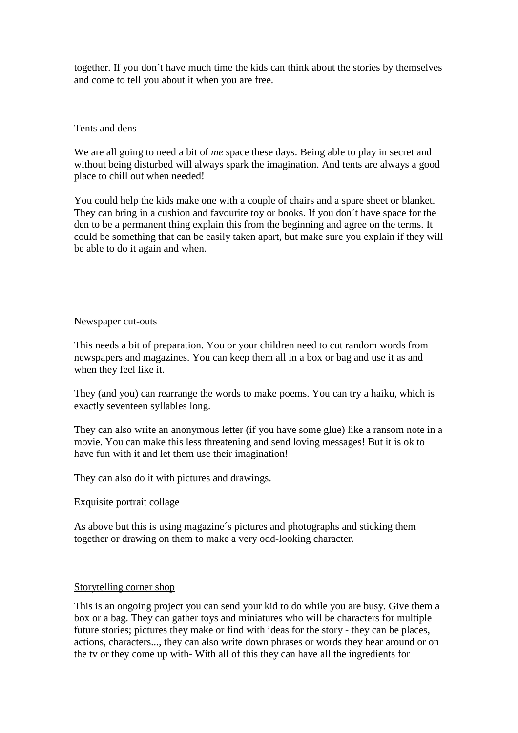together. If you don´t have much time the kids can think about the stories by themselves and come to tell you about it when you are free.

## Tents and dens

We are all going to need a bit of *me* space these days. Being able to play in secret and without being disturbed will always spark the imagination. And tents are always a good place to chill out when needed!

You could help the kids make one with a couple of chairs and a spare sheet or blanket. They can bring in a cushion and favourite toy or books. If you don´t have space for the den to be a permanent thing explain this from the beginning and agree on the terms. It could be something that can be easily taken apart, but make sure you explain if they will be able to do it again and when.

## Newspaper cut-outs

This needs a bit of preparation. You or your children need to cut random words from newspapers and magazines. You can keep them all in a box or bag and use it as and when they feel like it.

They (and you) can rearrange the words to make poems. You can try a haiku, which is exactly seventeen syllables long.

They can also write an anonymous letter (if you have some glue) like a ransom note in a movie. You can make this less threatening and send loving messages! But it is ok to have fun with it and let them use their imagination!

They can also do it with pictures and drawings.

## Exquisite portrait collage

As above but this is using magazine´s pictures and photographs and sticking them together or drawing on them to make a very odd-looking character.

## Storytelling corner shop

This is an ongoing project you can send your kid to do while you are busy. Give them a box or a bag. They can gather toys and miniatures who will be characters for multiple future stories; pictures they make or find with ideas for the story - they can be places, actions, characters..., they can also write down phrases or words they hear around or on the tv or they come up with- With all of this they can have all the ingredients for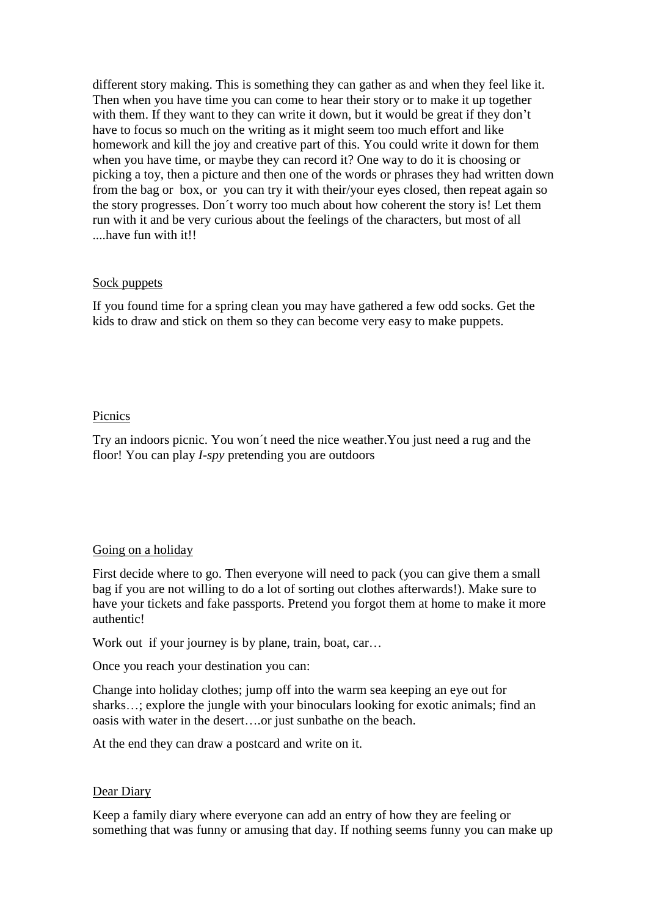different story making. This is something they can gather as and when they feel like it. Then when you have time you can come to hear their story or to make it up together with them. If they want to they can write it down, but it would be great if they don't have to focus so much on the writing as it might seem too much effort and like homework and kill the joy and creative part of this. You could write it down for them when you have time, or maybe they can record it? One way to do it is choosing or picking a toy, then a picture and then one of the words or phrases they had written down from the bag or box, or you can try it with their/your eyes closed, then repeat again so the story progresses. Don´t worry too much about how coherent the story is! Let them run with it and be very curious about the feelings of the characters, but most of all ....have fun with it!!

## Sock puppets

If you found time for a spring clean you may have gathered a few odd socks. Get the kids to draw and stick on them so they can become very easy to make puppets.

## Picnics

Try an indoors picnic. You won´t need the nice weather.You just need a rug and the floor! You can play *I-spy* pretending you are outdoors

## Going on a holiday

First decide where to go. Then everyone will need to pack (you can give them a small bag if you are not willing to do a lot of sorting out clothes afterwards!). Make sure to have your tickets and fake passports. Pretend you forgot them at home to make it more authentic!

Work out if your journey is by plane, train, boat, car…

Once you reach your destination you can:

Change into holiday clothes; jump off into the warm sea keeping an eye out for sharks…; explore the jungle with your binoculars looking for exotic animals; find an oasis with water in the desert….or just sunbathe on the beach.

At the end they can draw a postcard and write on it.

## Dear Diary

Keep a family diary where everyone can add an entry of how they are feeling or something that was funny or amusing that day. If nothing seems funny you can make up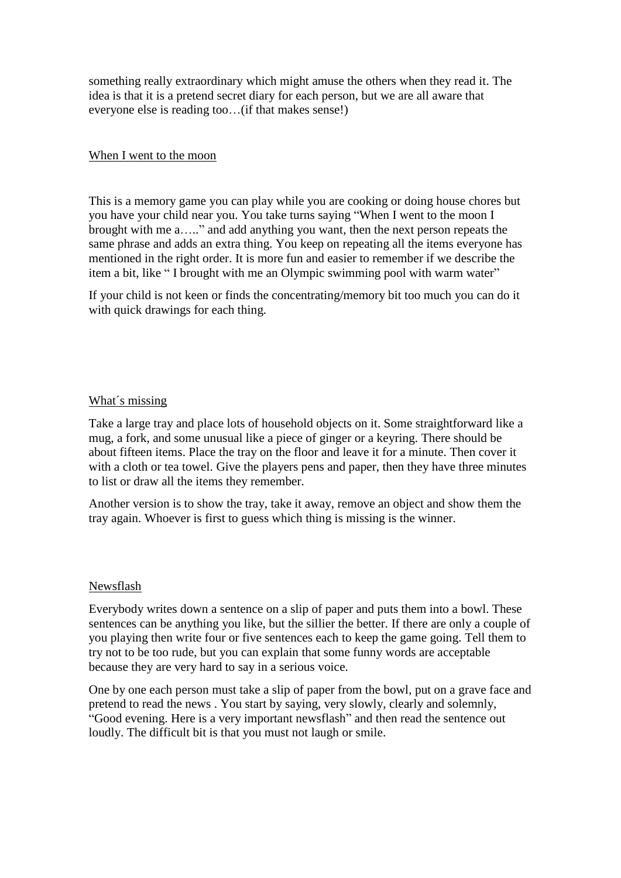something really extraordinary which might amuse the others when they read it. The idea is that it is a pretend secret diary for each person, but we are all aware that everyone else is reading too…(if that makes sense!)

## When I went to the moon

This is a memory game you can play while you are cooking or doing house chores but you have your child near you. You take turns saying "When I went to the moon I brought with me a….." and add anything you want, then the next person repeats the same phrase and adds an extra thing. You keep on repeating all the items everyone has mentioned in the right order. It is more fun and easier to remember if we describe the item a bit, like " I brought with me an Olympic swimming pool with warm water"

If your child is not keen or finds the concentrating/memory bit too much you can do it with quick drawings for each thing.

## What´s missing

Take a large tray and place lots of household objects on it. Some straightforward like a mug, a fork, and some unusual like a piece of ginger or a keyring. There should be about fifteen items. Place the tray on the floor and leave it for a minute. Then cover it with a cloth or tea towel. Give the players pens and paper, then they have three minutes to list or draw all the items they remember.

Another version is to show the tray, take it away, remove an object and show them the tray again. Whoever is first to guess which thing is missing is the winner.

## Newsflash

Everybody writes down a sentence on a slip of paper and puts them into a bowl. These sentences can be anything you like, but the sillier the better. If there are only a couple of you playing then write four or five sentences each to keep the game going. Tell them to try not to be too rude, but you can explain that some funny words are acceptable because they are very hard to say in a serious voice.

One by one each person must take a slip of paper from the bowl, put on a grave face and pretend to read the news . You start by saying, very slowly, clearly and solemnly, "Good evening. Here is a very important newsflash" and then read the sentence out loudly. The difficult bit is that you must not laugh or smile.